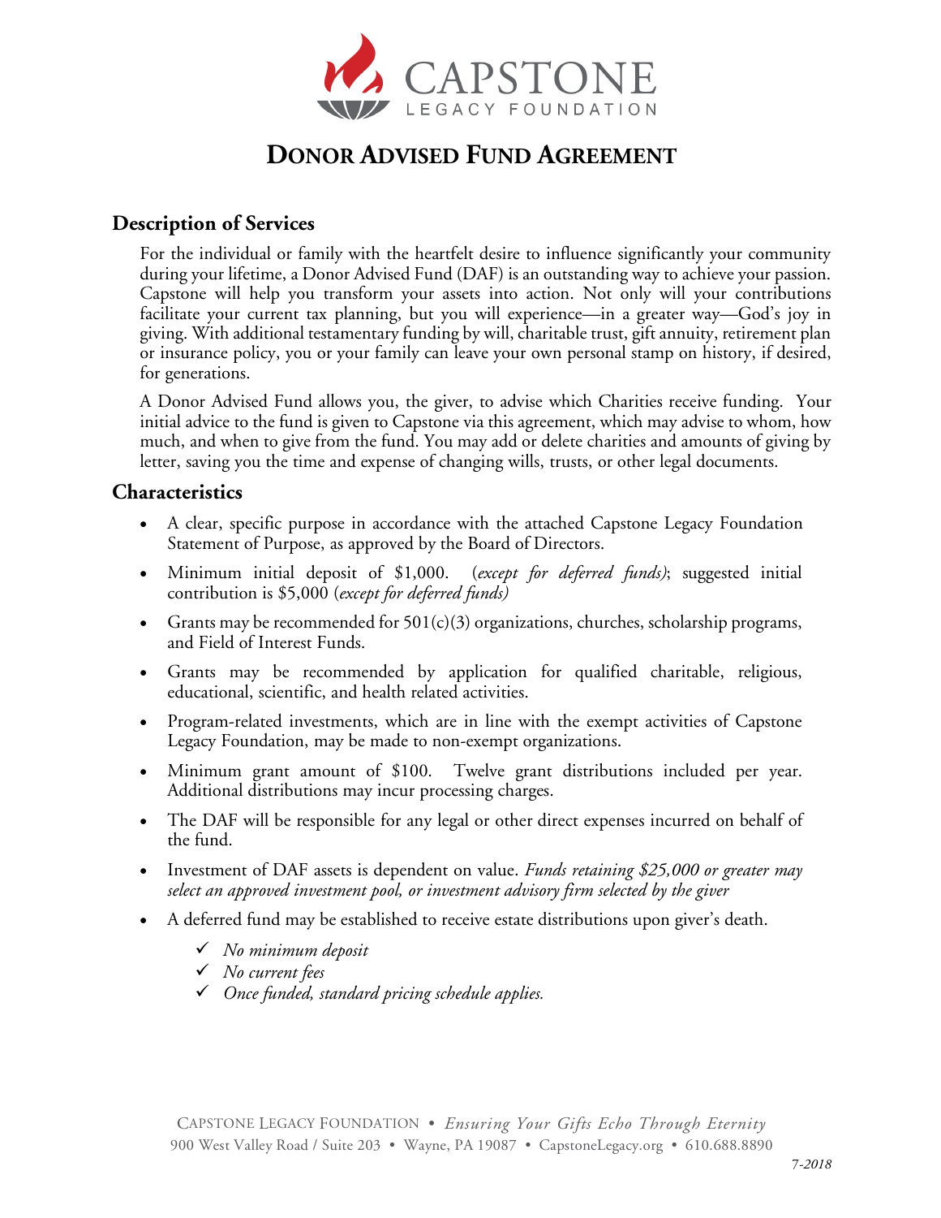# CAPSTONE

LEGACY FOUNDATION

## DONOR ADVISED FUND AGREEMENT

### Description of Services

For the individual or family with the heartfelt desire to influence significantly your community during your lifetime, a Donor Advised Fund (DAF) is an outstanding way to achieve your passion. Capstone will help you transform your assets into action. Not only will your contributions facilitate your current tax planning, but you will experience—in a greater way—God's joy in giving. With additional testamentary funding by will, charitable trust, gift annuity, retirement plan or insurance policy, you or your family can leave your own personal stamp on history, if desired, for generations.

A Donor Advised Fund allows you, the giver, to advise which Charities receive funding. Your initial advice to the fund is given to Capstone via this agreement, which may advise to whom, how much, and when to give from the fund. You may add or delete charities and amounts of giving by letter, saving you the time and expense of changing wills, trusts, or other legal documents.

### Characteristics

- A clear, specific purpose in accordance with the attached Capstone Legacy Foundation Statement of Purpose, as approved by the Board of Directors.
- Minimum initial deposit of $1,000. (*except for deferred funds)*; suggested initial contribution is $5,000 (*except for deferred funds)*
- Grants may be recommended for 501(c)(3) organizations, churches, scholarship programs, and Field of Interest Funds.
- Grants may be recommended by application for qualified charitable, religious, educational, scientific, and health related activities.
- Program-related investments, which are in line with the exempt activities of Capstone Legacy Foundation, may be made to non-exempt organizations.
- Minimum grant amount of $100. Twelve grant distributions included per year. Additional distributions may incur processing charges.
- The DAF will be responsible for any legal or other direct expenses incurred on behalf of the fund.
- Investment of DAF assets is dependent on value. *Funds retaining $25,000 or greater may select an approved investment pool, or investment advisory firm selected by the giver*
- A deferred fund may be established to receive estate distributions upon giver's death.
  - ✓ *No minimum deposit*
  - ✓ *No current fees*
  - ✓ *Once funded, standard pricing schedule applies.*

CAPSTONE LEGACY FOUNDATION • *Ensuring Your Gifts Echo Through Eternity*
900 West Valley Road / Suite 203 • Wayne, PA 19087 • CapstoneLegacy.org • 610.688.8890

*7-2018*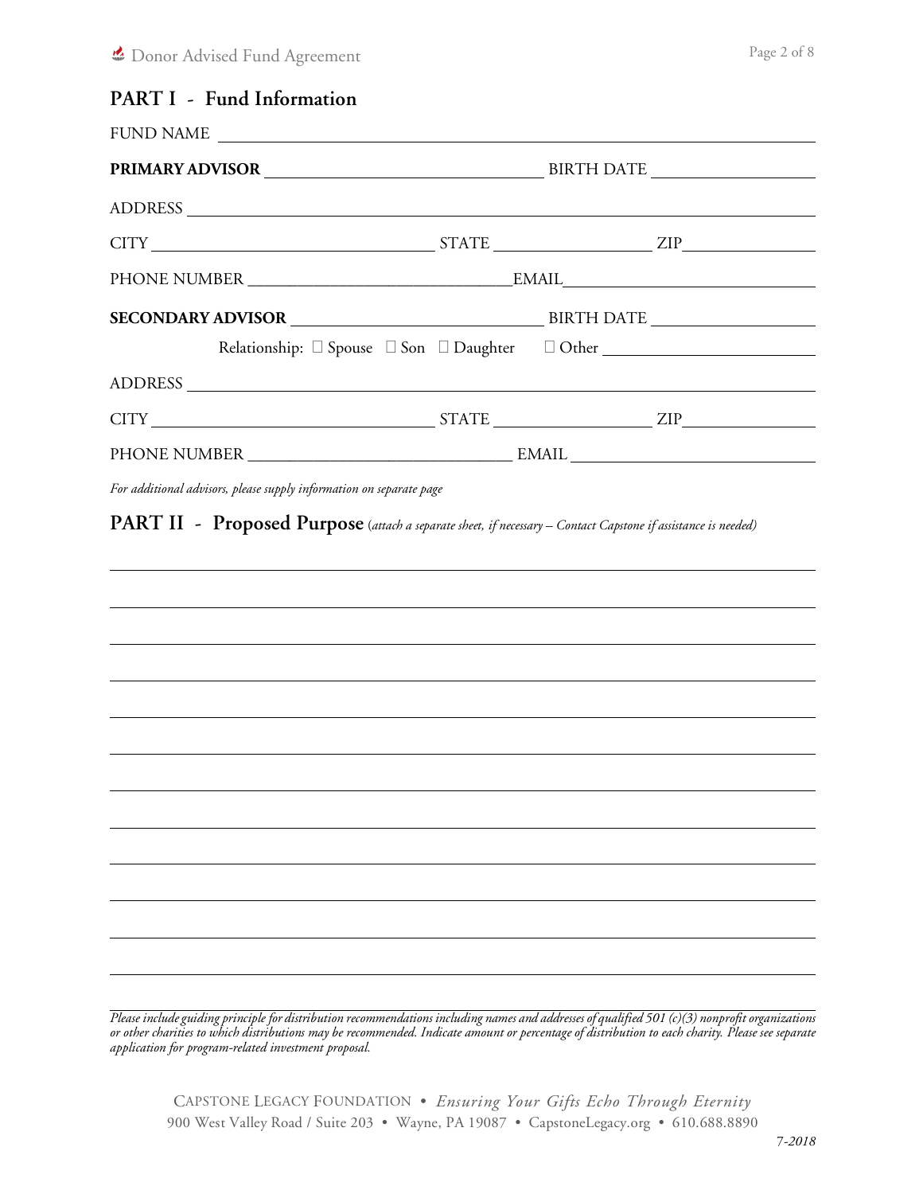## PART I - Fund Information

FUND NAME ______________________________________________

**PRIMARY ADVISOR** ______________________________ BIRTH DATE ________________

ADDRESS ______________________________________________

CITY ______________________________ STATE ________________ ZIP ______________

PHONE NUMBER ______________________________ EMAIL ______________________________

**SECONDARY ADVISOR** ______________________________ BIRTH DATE ________________

Relationship: ☐ Spouse ☐ Son ☐ Daughter ☐ Other ______________________

ADDRESS ______________________________________________

CITY ______________________________ STATE ________________ ZIP ______________

PHONE NUMBER ______________________________ EMAIL ______________________________

*For additional advisors, please supply information on separate page*

## PART II - Proposed Purpose *(attach a separate sheet, if necessary – Contact Capstone if assistance is needed)*

______________________________________________

______________________________________________

______________________________________________

______________________________________________

______________________________________________

______________________________________________

______________________________________________

______________________________________________

______________________________________________

______________________________________________

______________________________________________

______________________________________________

*Please include guiding principle for distribution recommendations including names and addresses of qualified 501 (c)(3) nonprofit organizations or other charities to which distributions may be recommended. Indicate amount or percentage of distribution to each charity. Please see separate application for program-related investment proposal.*

CAPSTONE LEGACY FOUNDATION • *Ensuring Your Gifts Echo Through Eternity*
900 West Valley Road / Suite 203 • Wayne, PA 19087 • CapstoneLegacy.org • 610.688.8890

*7-2018*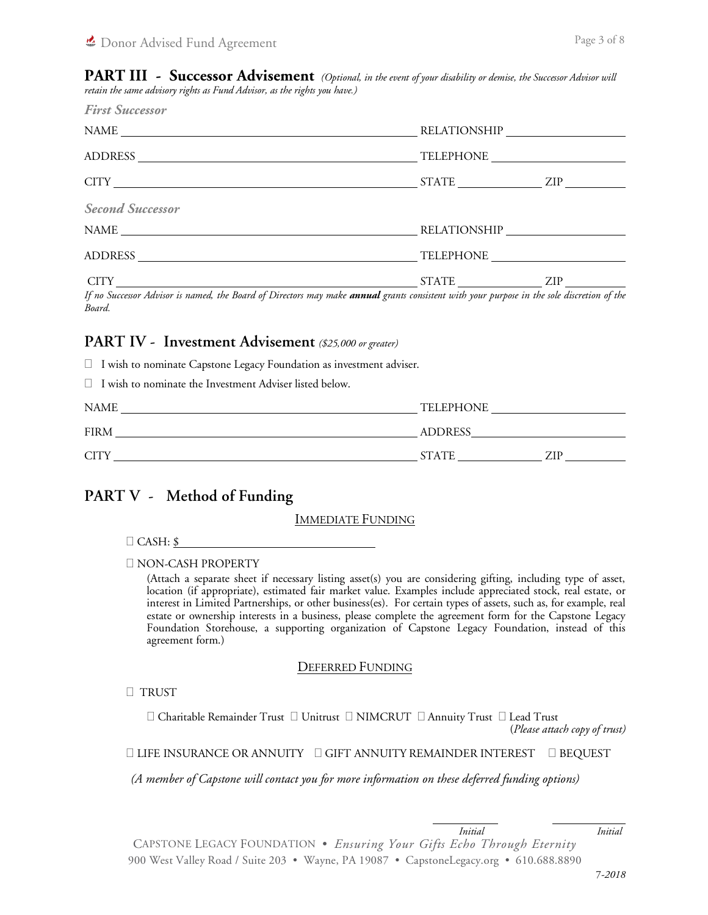## PART III - Successor Advisement *(Optional, in the event of your disability or demise, the Successor Advisor will retain the same advisory rights as Fund Advisor, as the rights you have.)*

### *First Successor*

NAME \_\_\_\_\_\_\_\_\_\_\_\_\_\_\_\_\_\_\_\_\_\_\_\_\_\_\_\_\_\_\_\_\_\_\_\_\_\_\_\_ RELATIONSHIP \_\_\_\_\_\_\_\_\_\_\_\_\_\_\_\_\_\_

ADDRESS \_\_\_\_\_\_\_\_\_\_\_\_\_\_\_\_\_\_\_\_\_\_\_\_\_\_\_\_\_\_\_\_\_\_\_\_\_\_ TELEPHONE \_\_\_\_\_\_\_\_\_\_\_\_\_\_\_\_\_\_\_\_

CITY \_\_\_\_\_\_\_\_\_\_\_\_\_\_\_\_\_\_\_\_\_\_\_\_\_\_\_\_\_\_\_\_\_\_\_\_\_\_\_\_\_\_ STATE \_\_\_\_\_\_\_\_\_\_\_\_ ZIP \_\_\_\_\_\_\_\_\_

### *Second Successor*

NAME \_\_\_\_\_\_\_\_\_\_\_\_\_\_\_\_\_\_\_\_\_\_\_\_\_\_\_\_\_\_\_\_\_\_\_\_\_\_\_\_ RELATIONSHIP \_\_\_\_\_\_\_\_\_\_\_\_\_\_\_\_\_\_

ADDRESS \_\_\_\_\_\_\_\_\_\_\_\_\_\_\_\_\_\_\_\_\_\_\_\_\_\_\_\_\_\_\_\_\_\_\_\_\_\_ TELEPHONE \_\_\_\_\_\_\_\_\_\_\_\_\_\_\_\_\_\_\_\_

CITY \_\_\_\_\_\_\_\_\_\_\_\_\_\_\_\_\_\_\_\_\_\_\_\_\_\_\_\_\_\_\_\_\_\_\_\_\_\_\_\_\_\_ STATE \_\_\_\_\_\_\_\_\_\_\_\_ ZIP \_\_\_\_\_\_\_\_\_

*If no Successor Advisor is named, the Board of Directors may make* ***annual*** *grants consistent with your purpose in the sole discretion of the Board.*

## PART IV - Investment Advisement *($25,000 or greater)*

☐ I wish to nominate Capstone Legacy Foundation as investment adviser.

☐ I wish to nominate the Investment Adviser listed below.

NAME \_\_\_\_\_\_\_\_\_\_\_\_\_\_\_\_\_\_\_\_\_\_\_\_\_\_\_\_\_\_\_\_\_\_\_\_\_\_\_\_ TELEPHONE \_\_\_\_\_\_\_\_\_\_\_\_\_\_\_\_\_\_\_\_

FIRM \_\_\_\_\_\_\_\_\_\_\_\_\_\_\_\_\_\_\_\_\_\_\_\_\_\_\_\_\_\_\_\_\_\_\_\_\_\_\_\_\_ ADDRESS\_\_\_\_\_\_\_\_\_\_\_\_\_\_\_\_\_\_\_\_\_\_

CITY \_\_\_\_\_\_\_\_\_\_\_\_\_\_\_\_\_\_\_\_\_\_\_\_\_\_\_\_\_\_\_\_\_\_\_\_\_\_\_\_\_\_ STATE \_\_\_\_\_\_\_\_\_\_\_\_ ZIP \_\_\_\_\_\_\_\_\_

## PART V - Method of Funding

<u>IMMEDIATE FUNDING</u>

☐ CASH: $\_\_\_\_\_\_\_\_\_\_\_\_\_\_\_\_\_\_\_\_\_\_\_\_\_\_\_\_

☐ NON-CASH PROPERTY

(Attach a separate sheet if necessary listing asset(s) you are considering gifting, including type of asset, location (if appropriate), estimated fair market value. Examples include appreciated stock, real estate, or interest in Limited Partnerships, or other business(es). For certain types of assets, such as, for example, real estate or ownership interests in a business, please complete the agreement form for the Capstone Legacy Foundation Storehouse, a supporting organization of Capstone Legacy Foundation, instead of this agreement form.)

<u>DEFERRED FUNDING</u>

☐ TRUST

☐ Charitable Remainder Trust ☐ Unitrust ☐ NIMCRUT ☐ Annuity Trust ☐ Lead Trust
(*Please attach copy of trust)*

☐ LIFE INSURANCE OR ANNUITY ☐ GIFT ANNUITY REMAINDER INTEREST ☐ BEQUEST

*(A member of Capstone will contact you for more information on these deferred funding options)*

\_\_\_\_\_\_\_\_\_\_ \_\_\_\_\_\_\_\_\_\_
*Initial* *Initial*

CAPSTONE LEGACY FOUNDATION • *Ensuring Your Gifts Echo Through Eternity*
900 West Valley Road / Suite 203 • Wayne, PA 19087 • CapstoneLegacy.org • 610.688.8890

*7-2018*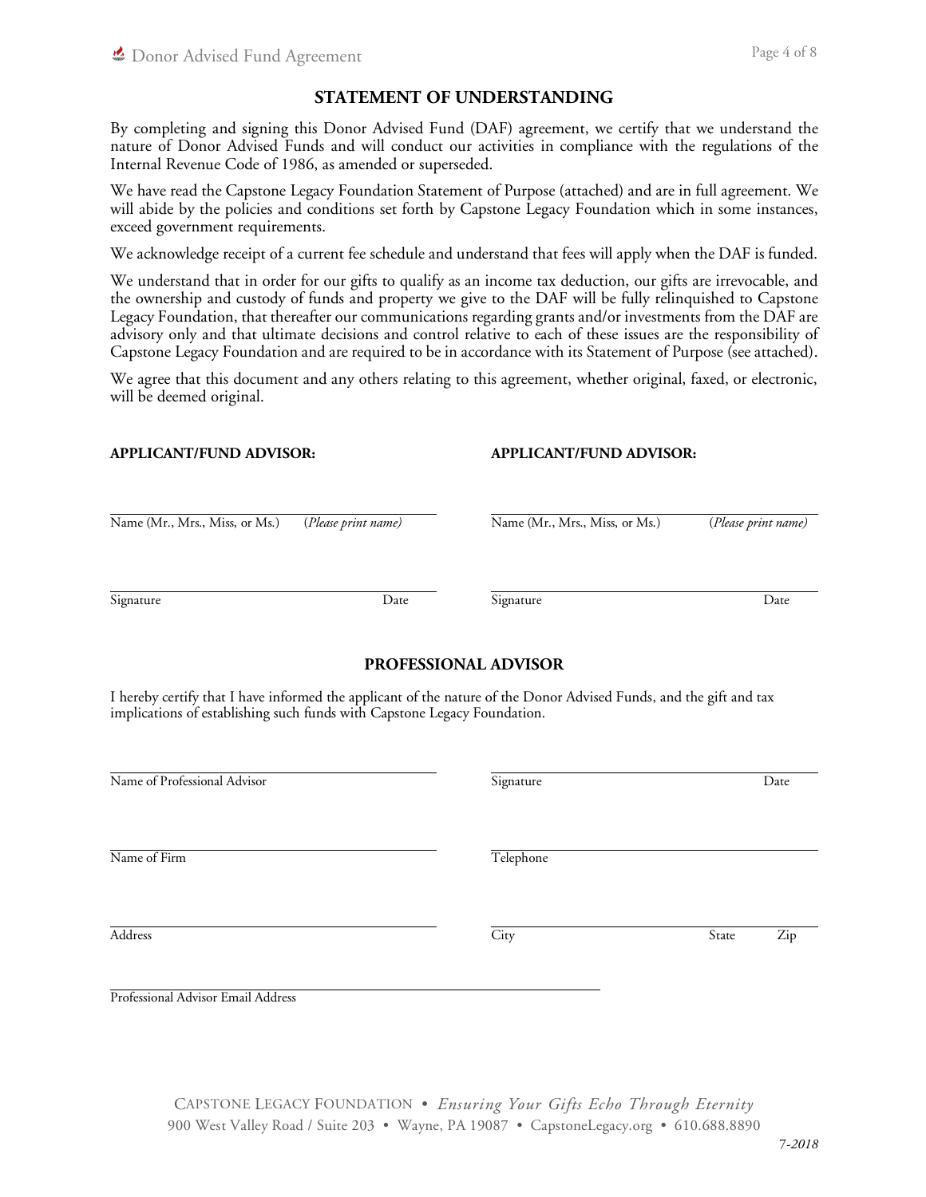## STATEMENT OF UNDERSTANDING

By completing and signing this Donor Advised Fund (DAF) agreement, we certify that we understand the nature of Donor Advised Funds and will conduct our activities in compliance with the regulations of the Internal Revenue Code of 1986, as amended or superseded.

We have read the Capstone Legacy Foundation Statement of Purpose (attached) and are in full agreement. We will abide by the policies and conditions set forth by Capstone Legacy Foundation which in some instances, exceed government requirements.

We acknowledge receipt of a current fee schedule and understand that fees will apply when the DAF is funded.

We understand that in order for our gifts to qualify as an income tax deduction, our gifts are irrevocable, and the ownership and custody of funds and property we give to the DAF will be fully relinquished to Capstone Legacy Foundation, that thereafter our communications regarding grants and/or investments from the DAF are advisory only and that ultimate decisions and control relative to each of these issues are the responsibility of Capstone Legacy Foundation and are required to be in accordance with its Statement of Purpose (see attached).

We agree that this document and any others relating to this agreement, whether original, faxed, or electronic, will be deemed original.

**APPLICANT/FUND ADVISOR:**

Name (Mr., Mrs., Miss, or Ms.) (*Please print name*)

Signature Date

**APPLICANT/FUND ADVISOR:**

Name (Mr., Mrs., Miss, or Ms.) (*Please print name*)

Signature Date

## PROFESSIONAL ADVISOR

I hereby certify that I have informed the applicant of the nature of the Donor Advised Funds, and the gift and tax implications of establishing such funds with Capstone Legacy Foundation.

Name of Professional Advisor

Signature Date

Name of Firm

Telephone

Address

City State Zip

Professional Advisor Email Address

CAPSTONE LEGACY FOUNDATION • *Ensuring Your Gifts Echo Through Eternity*
900 West Valley Road / Suite 203 • Wayne, PA 19087 • CapstoneLegacy.org • 610.688.8890

*7-2018*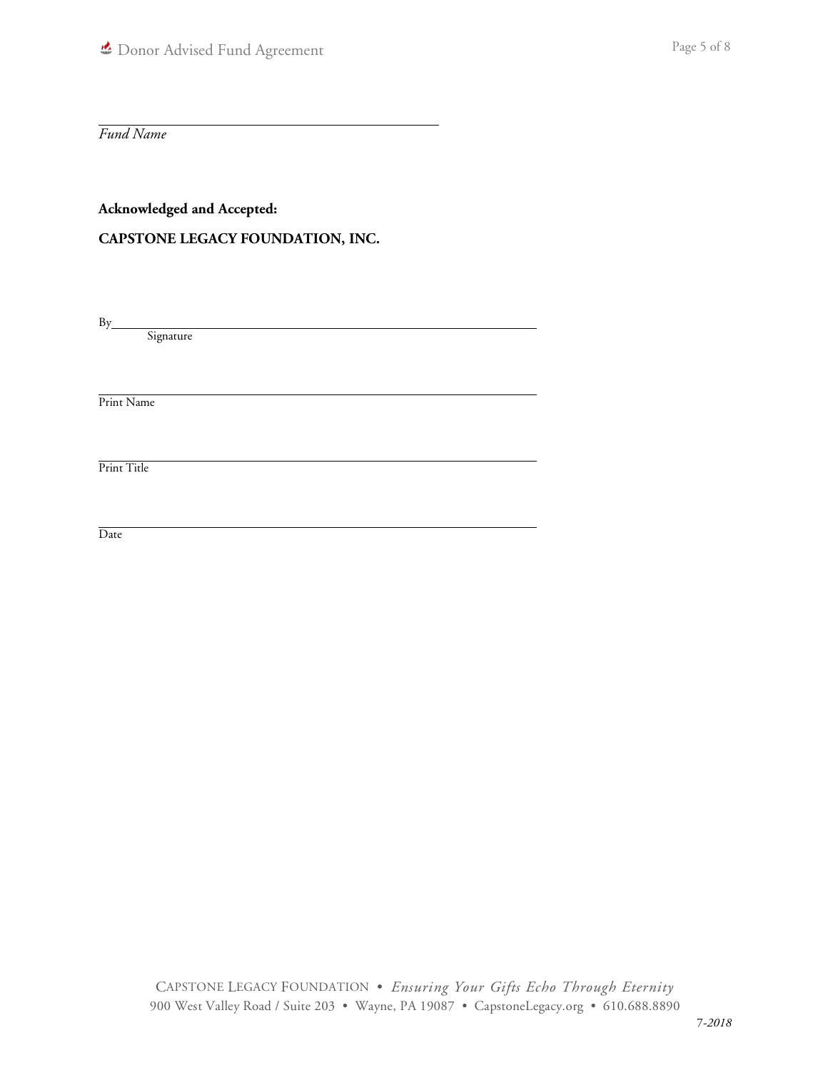______________________________________________

*Fund Name*

**Acknowledged and Accepted:**

**CAPSTONE LEGACY FOUNDATION, INC.**

By______________________________________________
Signature

______________________________________________
Print Name

______________________________________________
Print Title

______________________________________________
Date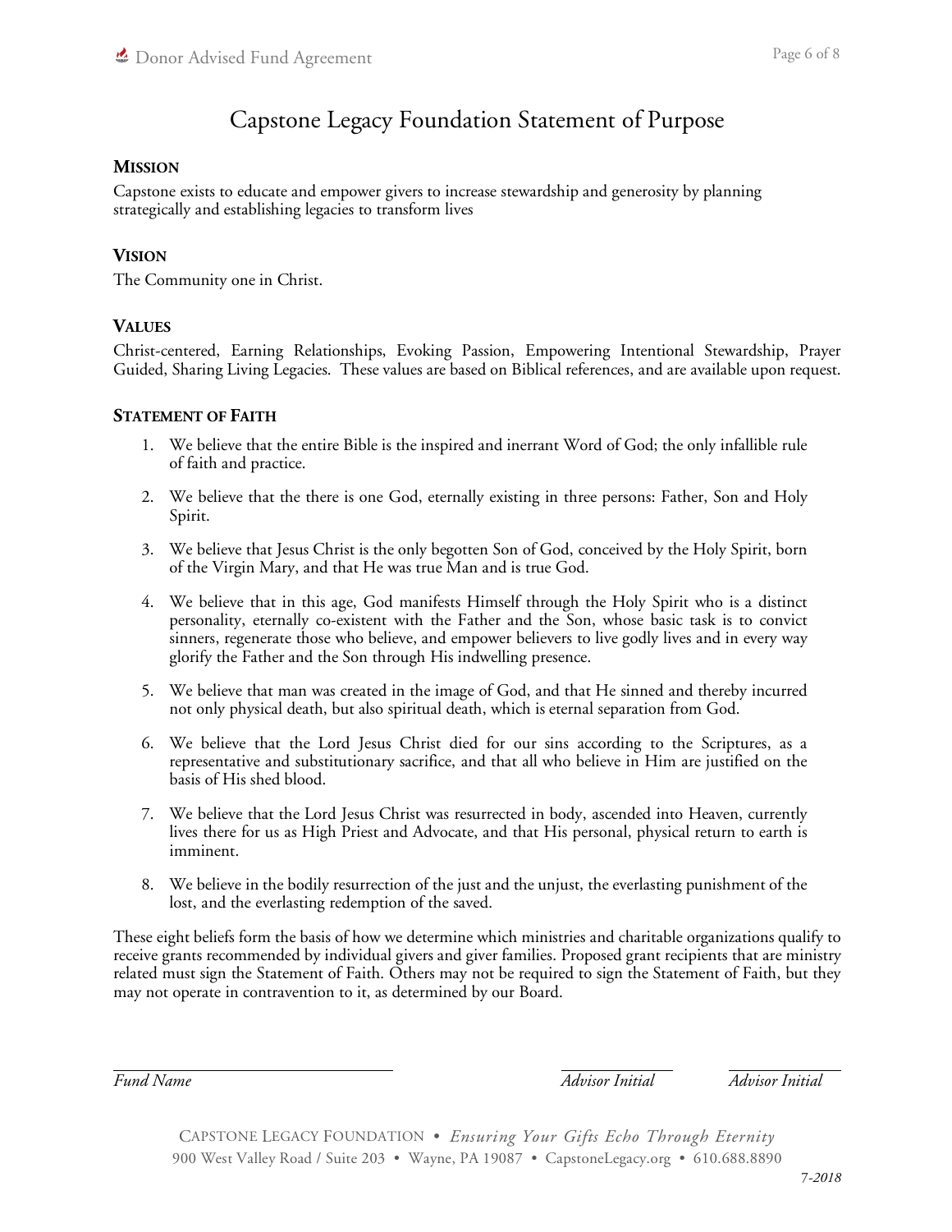# Capstone Legacy Foundation Statement of Purpose

## Mission

Capstone exists to educate and empower givers to increase stewardship and generosity by planning strategically and establishing legacies to transform lives

## Vision

The Community one in Christ.

## Values

Christ-centered, Earning Relationships, Evoking Passion, Empowering Intentional Stewardship, Prayer Guided, Sharing Living Legacies. These values are based on Biblical references, and are available upon request.

## Statement of Faith

1. We believe that the entire Bible is the inspired and inerrant Word of God; the only infallible rule of faith and practice.

2. We believe that the there is one God, eternally existing in three persons: Father, Son and Holy Spirit.

3. We believe that Jesus Christ is the only begotten Son of God, conceived by the Holy Spirit, born of the Virgin Mary, and that He was true Man and is true God.

4. We believe that in this age, God manifests Himself through the Holy Spirit who is a distinct personality, eternally co-existent with the Father and the Son, whose basic task is to convict sinners, regenerate those who believe, and empower believers to live godly lives and in every way glorify the Father and the Son through His indwelling presence.

5. We believe that man was created in the image of God, and that He sinned and thereby incurred not only physical death, but also spiritual death, which is eternal separation from God.

6. We believe that the Lord Jesus Christ died for our sins according to the Scriptures, as a representative and substitutionary sacrifice, and that all who believe in Him are justified on the basis of His shed blood.

7. We believe that the Lord Jesus Christ was resurrected in body, ascended into Heaven, currently lives there for us as High Priest and Advocate, and that His personal, physical return to earth is imminent.

8. We believe in the bodily resurrection of the just and the unjust, the everlasting punishment of the lost, and the everlasting redemption of the saved.

These eight beliefs form the basis of how we determine which ministries and charitable organizations qualify to receive grants recommended by individual givers and giver families. Proposed grant recipients that are ministry related must sign the Statement of Faith. Others may not be required to sign the Statement of Faith, but they may not operate in contravention to it, as determined by our Board.

______________________________ ______________ ______________

*Fund Name* *Advisor Initial* *Advisor Initial*

CAPSTONE LEGACY FOUNDATION • *Ensuring Your Gifts Echo Through Eternity*
900 West Valley Road / Suite 203 • Wayne, PA 19087 • CapstoneLegacy.org • 610.688.8890

*7-2018*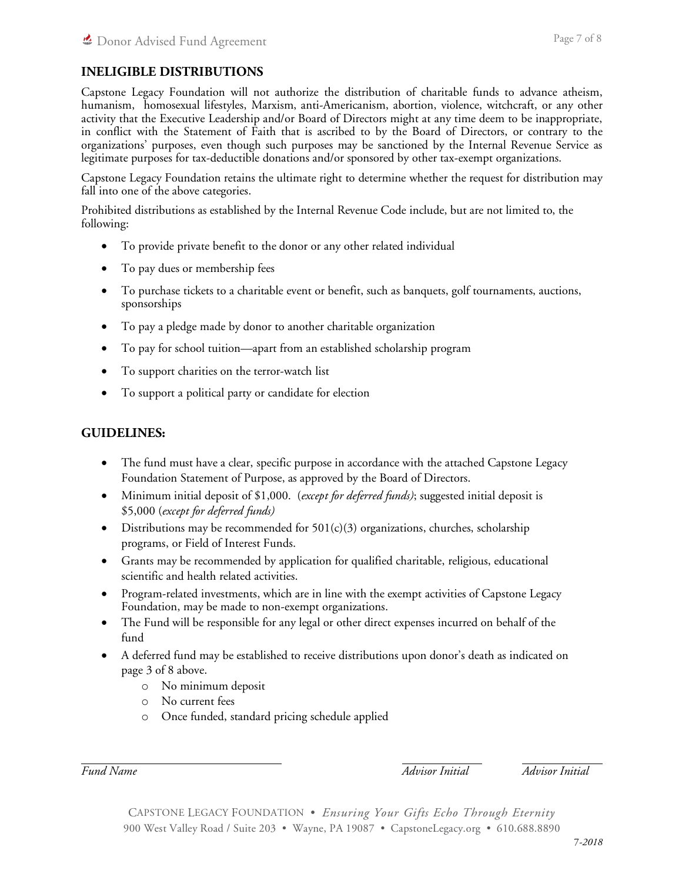## INELIGIBLE DISTRIBUTIONS

Capstone Legacy Foundation will not authorize the distribution of charitable funds to advance atheism, humanism, homosexual lifestyles, Marxism, anti-Americanism, abortion, violence, witchcraft, or any other activity that the Executive Leadership and/or Board of Directors might at any time deem to be inappropriate, in conflict with the Statement of Faith that is ascribed to by the Board of Directors, or contrary to the organizations' purposes, even though such purposes may be sanctioned by the Internal Revenue Service as legitimate purposes for tax-deductible donations and/or sponsored by other tax-exempt organizations.

Capstone Legacy Foundation retains the ultimate right to determine whether the request for distribution may fall into one of the above categories.

Prohibited distributions as established by the Internal Revenue Code include, but are not limited to, the following:

- To provide private benefit to the donor or any other related individual
- To pay dues or membership fees
- To purchase tickets to a charitable event or benefit, such as banquets, golf tournaments, auctions, sponsorships
- To pay a pledge made by donor to another charitable organization
- To pay for school tuition—apart from an established scholarship program
- To support charities on the terror-watch list
- To support a political party or candidate for election

## GUIDELINES:

- The fund must have a clear, specific purpose in accordance with the attached Capstone Legacy Foundation Statement of Purpose, as approved by the Board of Directors.
- Minimum initial deposit of $1,000. (*except for deferred funds)*; suggested initial deposit is $5,000 (*except for deferred funds)*
- Distributions may be recommended for 501(c)(3) organizations, churches, scholarship programs, or Field of Interest Funds.
- Grants may be recommended by application for qualified charitable, religious, educational scientific and health related activities.
- Program-related investments, which are in line with the exempt activities of Capstone Legacy Foundation, may be made to non-exempt organizations.
- The Fund will be responsible for any legal or other direct expenses incurred on behalf of the fund
- A deferred fund may be established to receive distributions upon donor's death as indicated on page 3 of 8 above.
  - No minimum deposit
  - No current fees
  - Once funded, standard pricing schedule applied

_____________________________ &nbsp;&nbsp;&nbsp;&nbsp; ___________ &nbsp;&nbsp;&nbsp;&nbsp; ___________

*Fund Name* &nbsp;&nbsp;&nbsp;&nbsp; *Advisor Initial* &nbsp;&nbsp;&nbsp;&nbsp; *Advisor Initial*

CAPSTONE LEGACY FOUNDATION • *Ensuring Your Gifts Echo Through Eternity*
900 West Valley Road / Suite 203 • Wayne, PA 19087 • CapstoneLegacy.org • 610.688.8890

*7-2018*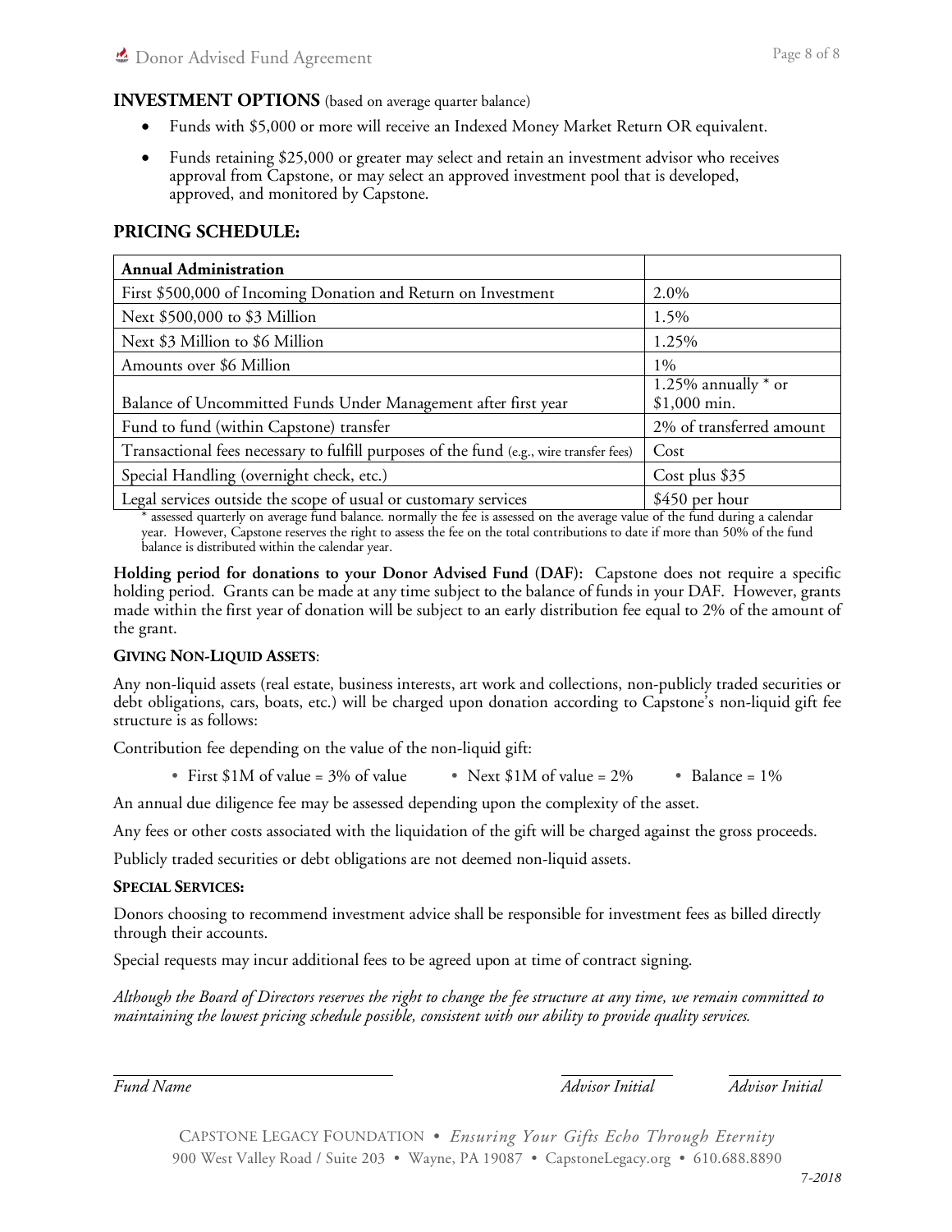## INVESTMENT OPTIONS (based on average quarter balance)

- Funds with $5,000 or more will receive an Indexed Money Market Return OR equivalent.
- Funds retaining $25,000 or greater may select and retain an investment advisor who receives approval from Capstone, or may select an approved investment pool that is developed, approved, and monitored by Capstone.

## PRICING SCHEDULE:

| **Annual Administration** | |
|---|---|
| First $500,000 of Incoming Donation and Return on Investment | 2.0% |
| Next $500,000 to $3 Million | 1.5% |
| Next $3 Million to $6 Million | 1.25% |
| Amounts over $6 Million | 1% |
| Balance of Uncommitted Funds Under Management after first year | 1.25% annually * or $1,000 min. |
| Fund to fund (within Capstone) transfer | 2% of transferred amount |
| Transactional fees necessary to fulfill purposes of the fund (e.g., wire transfer fees) | Cost |
| Special Handling (overnight check, etc.) | Cost plus $35 |
| Legal services outside the scope of usual or customary services | $450 per hour |

* assessed quarterly on average fund balance. normally the fee is assessed on the average value of the fund during a calendar year. However, Capstone reserves the right to assess the fee on the total contributions to date if more than 50% of the fund balance is distributed within the calendar year.

**Holding period for donations to your Donor Advised Fund (DAF):** Capstone does not require a specific holding period. Grants can be made at any time subject to the balance of funds in your DAF. However, grants made within the first year of donation will be subject to an early distribution fee equal to 2% of the amount of the grant.

### GIVING NON-LIQUID ASSETS:

Any non-liquid assets (real estate, business interests, art work and collections, non-publicly traded securities or debt obligations, cars, boats, etc.) will be charged upon donation according to Capstone's non-liquid gift fee structure is as follows:

Contribution fee depending on the value of the non-liquid gift:

- First $1M of value = 3% of value
- Next $1M of value = 2%
- Balance = 1%

An annual due diligence fee may be assessed depending upon the complexity of the asset.

Any fees or other costs associated with the liquidation of the gift will be charged against the gross proceeds.

Publicly traded securities or debt obligations are not deemed non-liquid assets.

### SPECIAL SERVICES:

Donors choosing to recommend investment advice shall be responsible for investment fees as billed directly through their accounts.

Special requests may incur additional fees to be agreed upon at time of contract signing.

*Although the Board of Directors reserves the right to change the fee structure at any time, we remain committed to maintaining the lowest pricing schedule possible, consistent with our ability to provide quality services.*

_______________________________ &nbsp;&nbsp;&nbsp;&nbsp; ____________ &nbsp;&nbsp;&nbsp;&nbsp; ____________

*Fund Name* &nbsp;&nbsp;&nbsp;&nbsp; *Advisor Initial* &nbsp;&nbsp;&nbsp;&nbsp; *Advisor Initial*

CAPSTONE LEGACY FOUNDATION • *Ensuring Your Gifts Echo Through Eternity*

900 West Valley Road / Suite 203 • Wayne, PA 19087 • CapstoneLegacy.org • 610.688.8890

*7-2018*